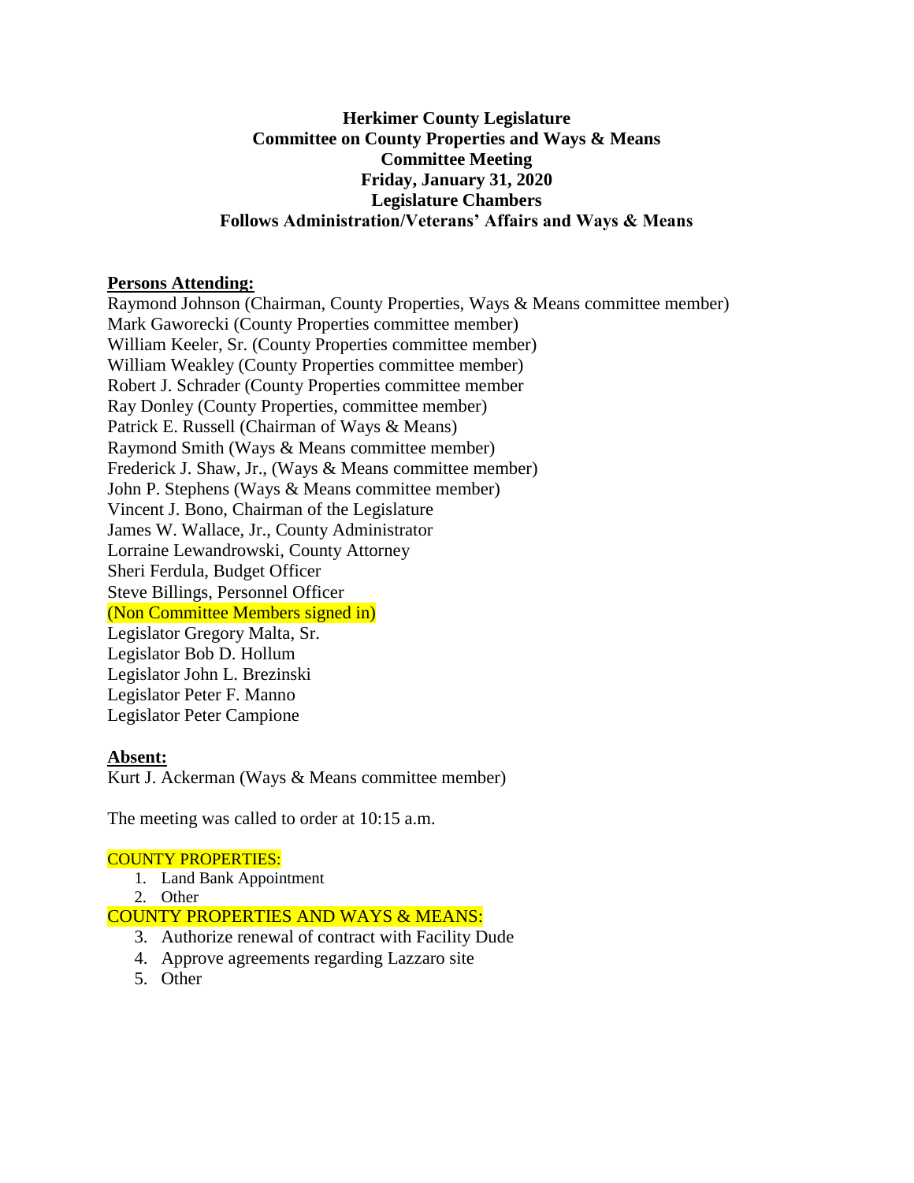**Herkimer County Legislature**
**Committee on County Properties and Ways & Means**
**Committee Meeting**
**Friday, January 31, 2020**
**Legislature Chambers**
**Follows Administration/Veterans' Affairs and Ways & Means**

**Persons Attending:**

Raymond Johnson (Chairman, County Properties, Ways & Means committee member)
Mark Gaworecki (County Properties committee member)
William Keeler, Sr. (County Properties committee member)
William Weakley (County Properties committee member)
Robert J. Schrader (County Properties committee member
Ray Donley (County Properties, committee member)
Patrick E. Russell (Chairman of Ways & Means)
Raymond Smith (Ways & Means committee member)
Frederick J. Shaw, Jr., (Ways & Means committee member)
John P. Stephens (Ways & Means committee member)
Vincent J. Bono, Chairman of the Legislature
James W. Wallace, Jr., County Administrator
Lorraine Lewandrowski, County Attorney
Sheri Ferdula, Budget Officer
Steve Billings, Personnel Officer
(Non Committee Members signed in)
Legislator Gregory Malta, Sr.
Legislator Bob D. Hollum
Legislator John L. Brezinski
Legislator Peter F. Manno
Legislator Peter Campione

**Absent:**

Kurt J. Ackerman (Ways & Means committee member)

The meeting was called to order at 10:15 a.m.

COUNTY PROPERTIES:

1. Land Bank Appointment
2. Other

COUNTY PROPERTIES AND WAYS & MEANS:

3. Authorize renewal of contract with Facility Dude
4. Approve agreements regarding Lazzaro site
5. Other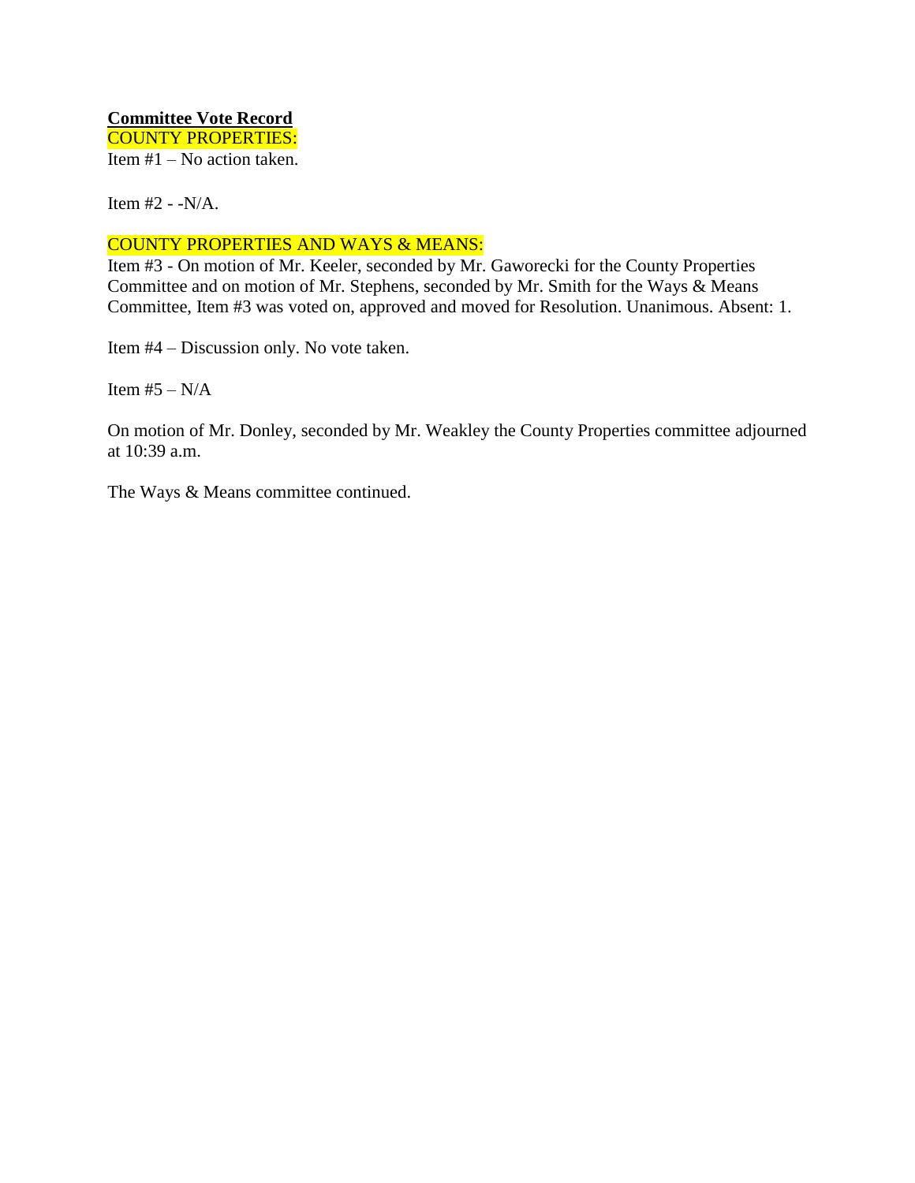**Committee Vote Record**

COUNTY PROPERTIES:

Item #1 – No action taken.

Item #2 - -N/A.

COUNTY PROPERTIES AND WAYS & MEANS:

Item #3 - On motion of Mr. Keeler, seconded by Mr. Gaworecki for the County Properties Committee and on motion of Mr. Stephens, seconded by Mr. Smith for the Ways & Means Committee, Item #3 was voted on, approved and moved for Resolution. Unanimous. Absent: 1.

Item #4 – Discussion only. No vote taken.

Item #5 – N/A

On motion of Mr. Donley, seconded by Mr. Weakley the County Properties committee adjourned at 10:39 a.m.

The Ways & Means committee continued.